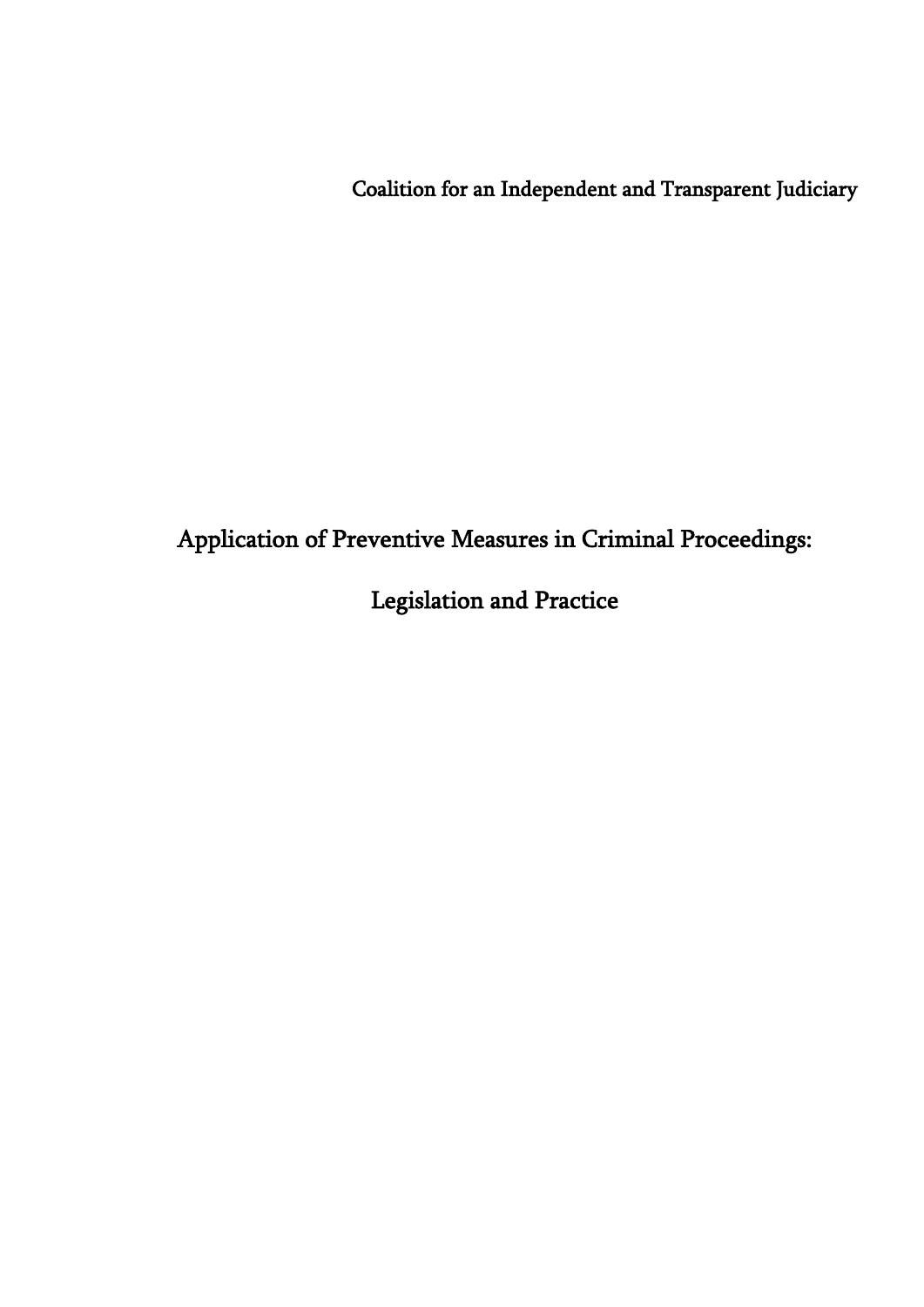Coalition for an Independent and Transparent Judiciary

# Application of Preventive Measures in Criminal Proceedings:

# Legislation and Practice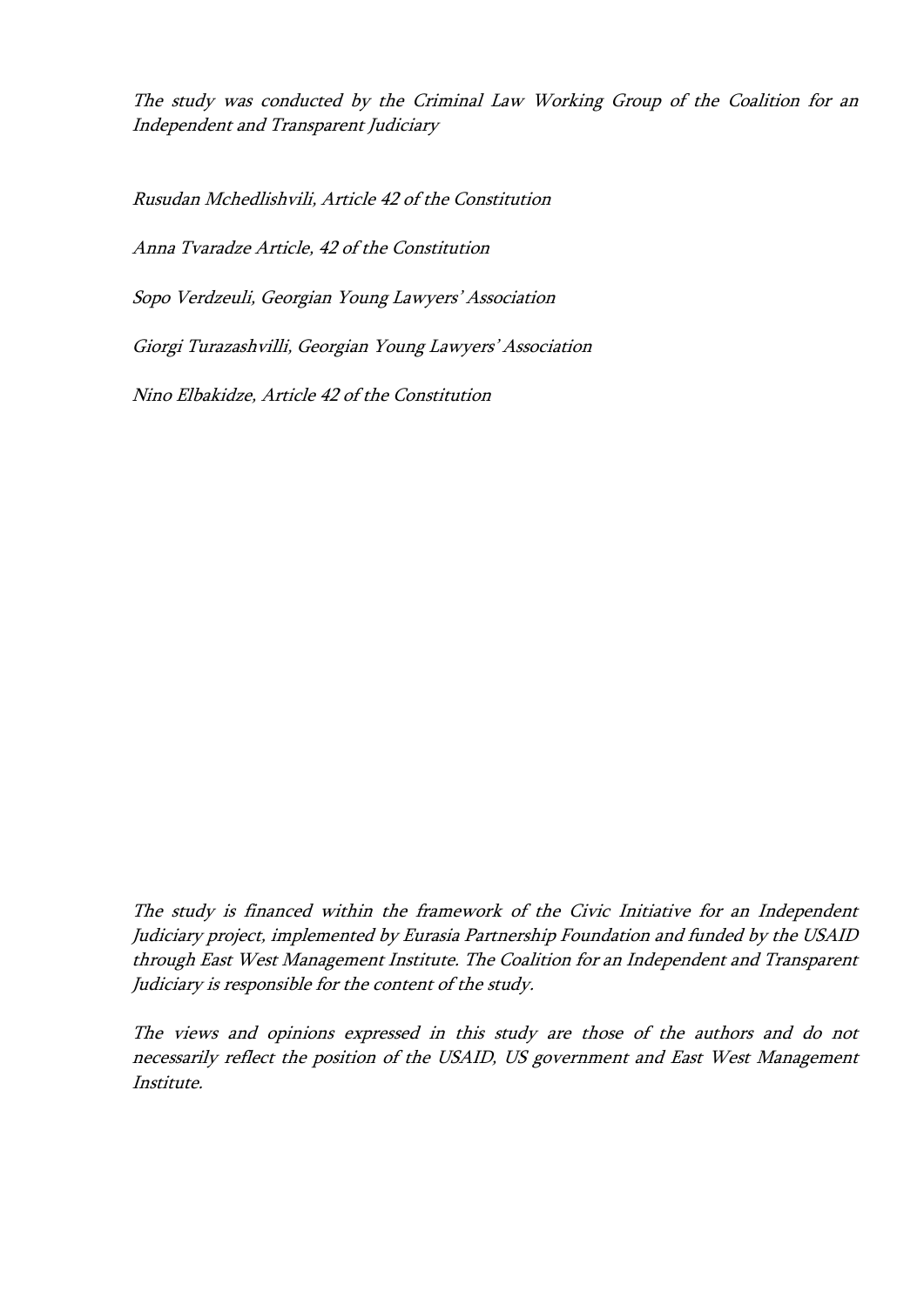*The study was conducted by the Criminal Law Working Group of the Coalition for an Independent and Transparent Judiciary*

*Rusudan Mchedlishvili, Article 42 of the Constitution*

*Anna Tvaradze Article, 42 of the Constitution*

*Sopo Verdzeuli, Georgian Young Lawyers' Association*

*Giorgi Turazashvilli, Georgian Young Lawyers' Association*

*Nino Elbakidze, Article 42 of the Constitution*

*The study is financed within the framework of the Civic Initiative for an Independent Judiciary project, implemented by Eurasia Partnership Foundation and funded by the USAID through East West Management Institute. The Coalition for an Independent and Transparent Judiciary is responsible for the content of the study.*

*The views and opinions expressed in this study are those of the authors and do not necessarily reflect the position of the USAID, US government and East West Management Institute.*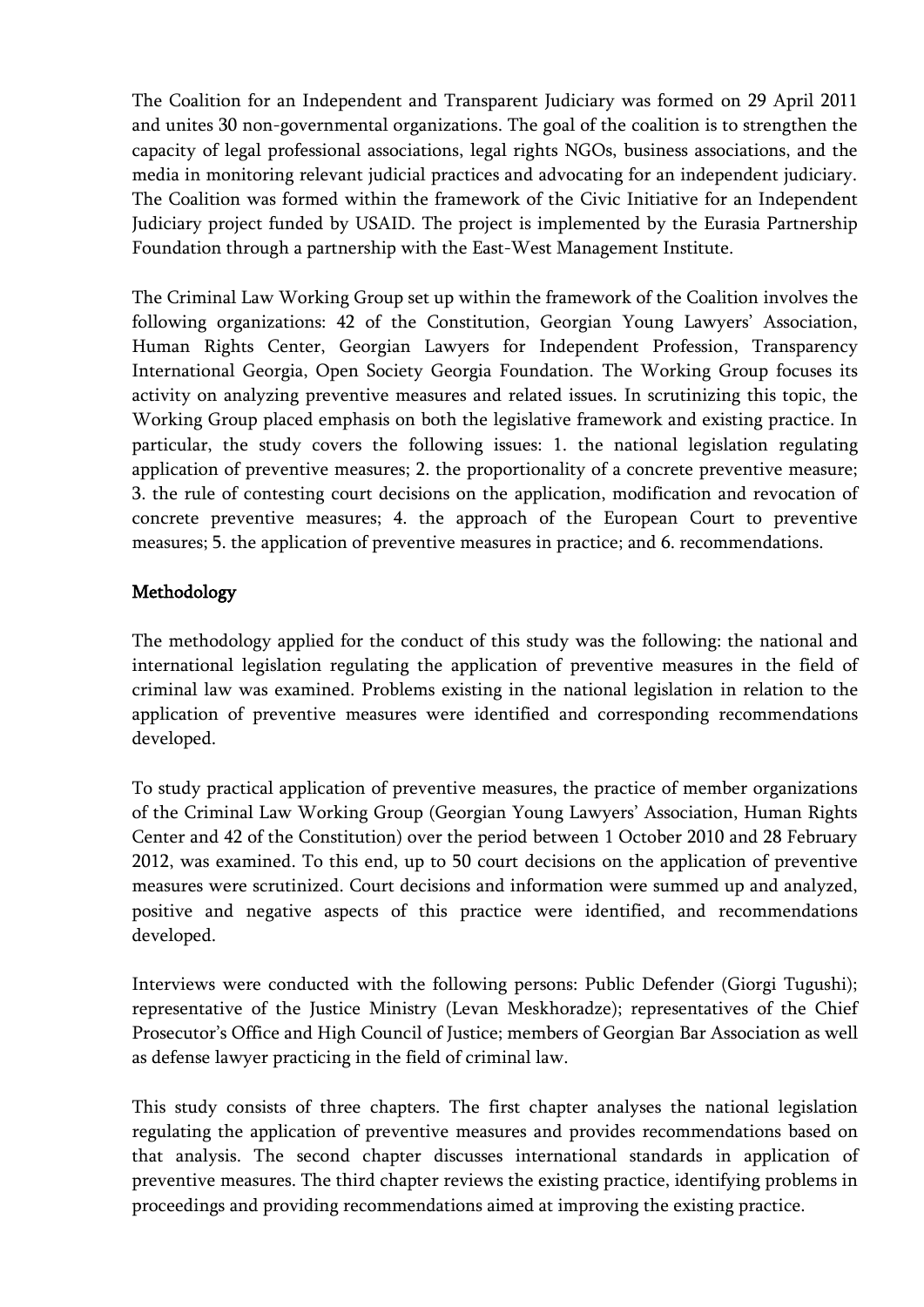The Coalition for an Independent and Transparent Judiciary was formed on 29 April 2011 and unites 30 non-governmental organizations. The goal of the coalition is to strengthen the capacity of legal professional associations, legal rights NGOs, business associations, and the media in monitoring relevant judicial practices and advocating for an independent judiciary. The Coalition was formed within the framework of the Civic Initiative for an Independent Judiciary project funded by USAID. The project is implemented by the Eurasia Partnership Foundation through a partnership with the East-West Management Institute.

The Criminal Law Working Group set up within the framework of the Coalition involves the following organizations: 42 of the Constitution, Georgian Young Lawyers' Association, Human Rights Center, Georgian Lawyers for Independent Profession, Transparency International Georgia, Open Society Georgia Foundation. The Working Group focuses its activity on analyzing preventive measures and related issues. In scrutinizing this topic, the Working Group placed emphasis on both the legislative framework and existing practice. In particular, the study covers the following issues: 1. the national legislation regulating application of preventive measures; 2. the proportionality of a concrete preventive measure; 3. the rule of contesting court decisions on the application, modification and revocation of concrete preventive measures; 4. the approach of the European Court to preventive measures; 5. the application of preventive measures in practice; and 6. recommendations.

## Methodology

The methodology applied for the conduct of this study was the following: the national and international legislation regulating the application of preventive measures in the field of criminal law was examined. Problems existing in the national legislation in relation to the application of preventive measures were identified and corresponding recommendations developed.

To study practical application of preventive measures, the practice of member organizations of the Criminal Law Working Group (Georgian Young Lawyers' Association, Human Rights Center and 42 of the Constitution) over the period between 1 October 2010 and 28 February 2012, was examined. To this end, up to 50 court decisions on the application of preventive measures were scrutinized. Court decisions and information were summed up and analyzed, positive and negative aspects of this practice were identified, and recommendations developed.

Interviews were conducted with the following persons: Public Defender (Giorgi Tugushi); representative of the Justice Ministry (Levan Meskhoradze); representatives of the Chief Prosecutor's Office and High Council of Justice; members of Georgian Bar Association as well as defense lawyer practicing in the field of criminal law.

This study consists of three chapters. The first chapter analyses the national legislation regulating the application of preventive measures and provides recommendations based on that analysis. The second chapter discusses international standards in application of preventive measures. The third chapter reviews the existing practice, identifying problems in proceedings and providing recommendations aimed at improving the existing practice.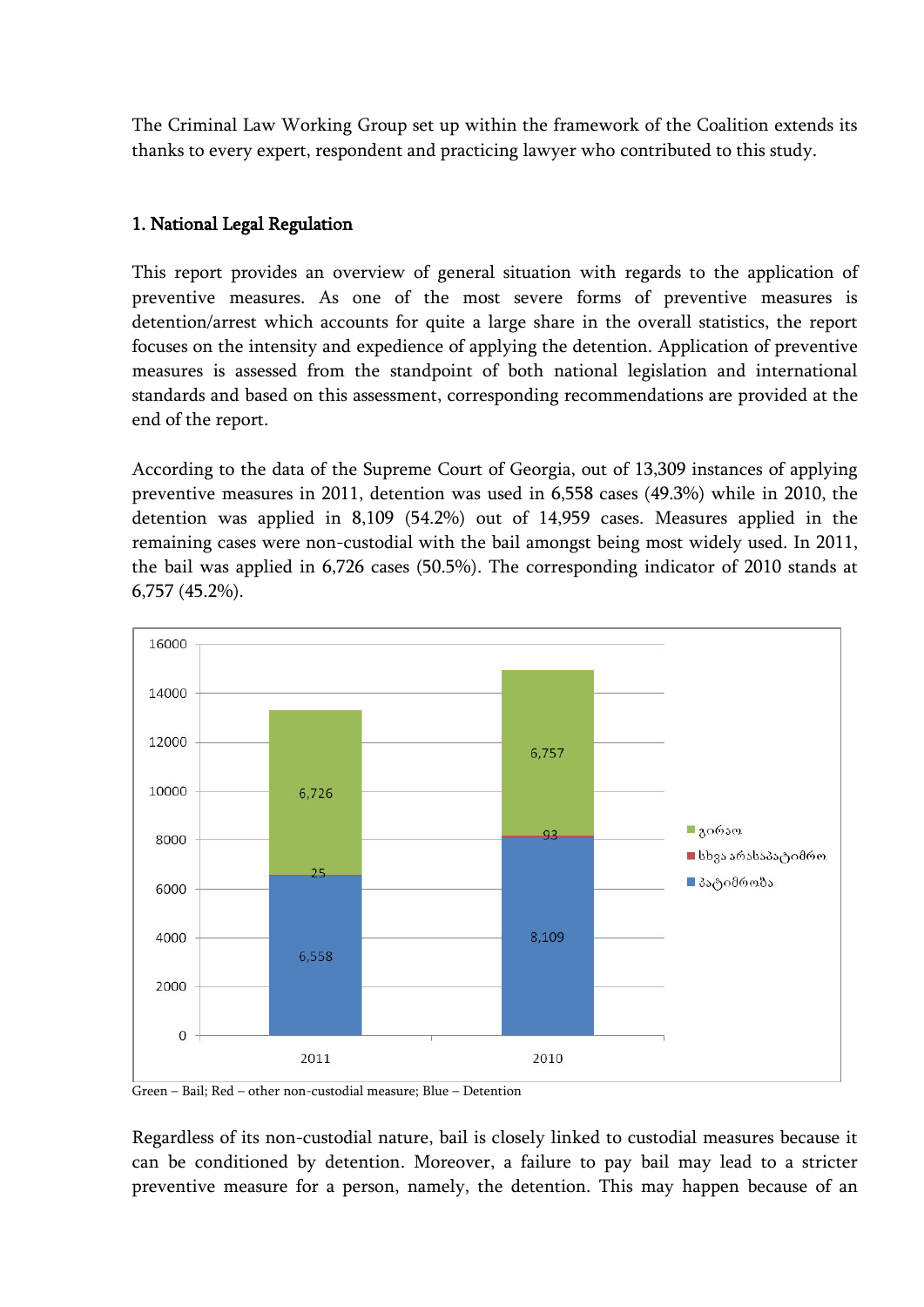The Criminal Law Working Group set up within the framework of the Coalition extends its thanks to every expert, respondent and practicing lawyer who contributed to this study.

## 1. National Legal Regulation

This report provides an overview of general situation with regards to the application of preventive measures. As one of the most severe forms of preventive measures is detention/arrest which accounts for quite a large share in the overall statistics, the report focuses on the intensity and expedience of applying the detention. Application of preventive measures is assessed from the standpoint of both national legislation and international standards and based on this assessment, corresponding recommendations are provided at the end of the report.

According to the data of the Supreme Court of Georgia, out of 13,309 instances of applying preventive measures in 2011, detention was used in 6,558 cases (49.3%) while in 2010, the detention was applied in 8,109 (54.2%) out of 14,959 cases. Measures applied in the remaining cases were non-custodial with the bail amongst being most widely used. In 2011, the bail was applied in 6,726 cases (50.5%). The corresponding indicator of 2010 stands at 6,757 (45.2%).

| | 2011 | 2010 |
|---|---|---|
| გირაო | 6,726 | 6,757 |
| სხვა არასაპატიმრო | 25 | 93 |
| პატიმრობა | 6,558 | 8,109 |

Green – Bail; Red – other non-custodial measure; Blue – Detention

Regardless of its non-custodial nature, bail is closely linked to custodial measures because it can be conditioned by detention. Moreover, a failure to pay bail may lead to a stricter preventive measure for a person, namely, the detention. This may happen because of an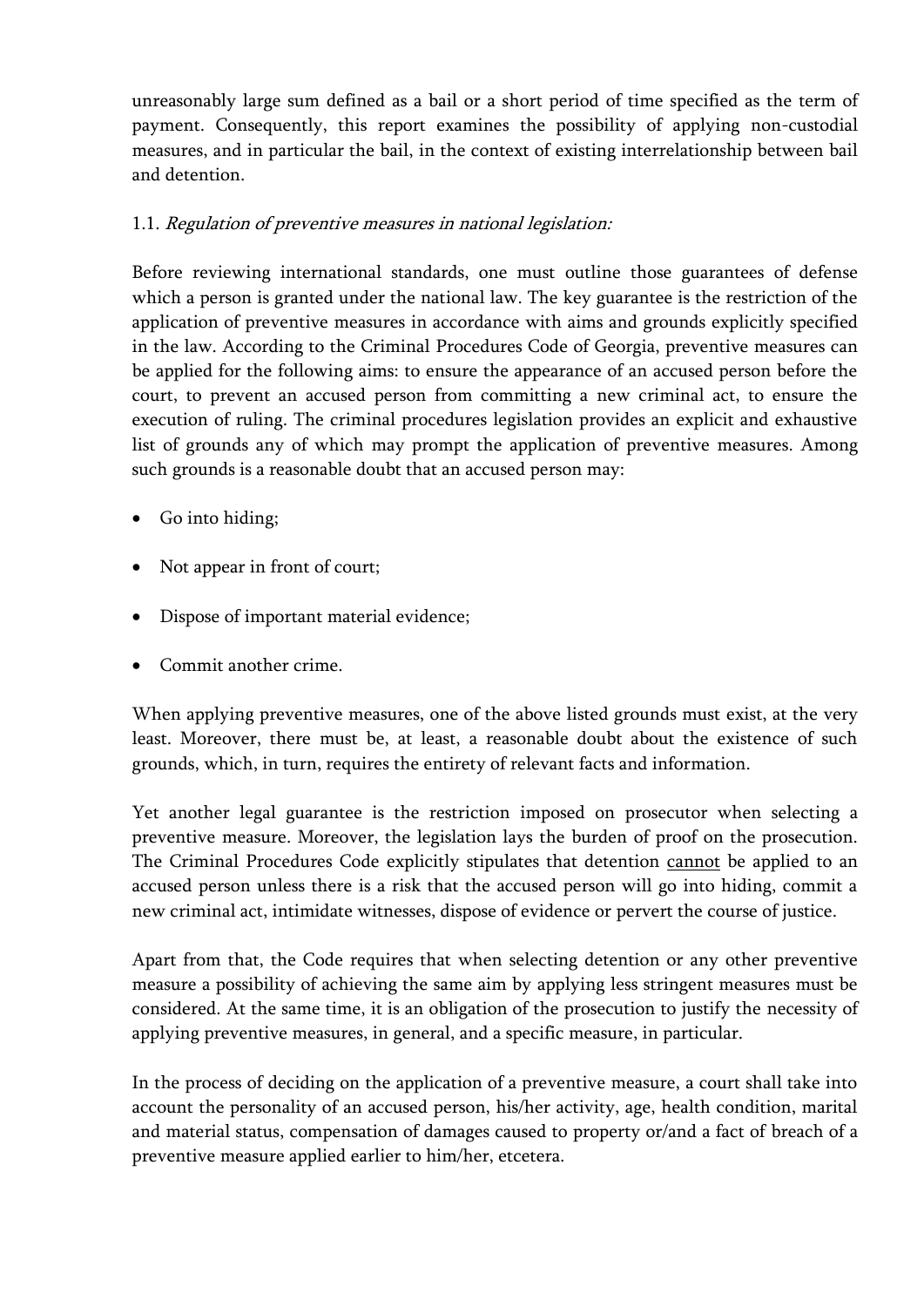unreasonably large sum defined as a bail or a short period of time specified as the term of payment. Consequently, this report examines the possibility of applying non-custodial measures, and in particular the bail, in the context of existing interrelationship between bail and detention.

### 1.1. *Regulation of preventive measures in national legislation:*

Before reviewing international standards, one must outline those guarantees of defense which a person is granted under the national law. The key guarantee is the restriction of the application of preventive measures in accordance with aims and grounds explicitly specified in the law. According to the Criminal Procedures Code of Georgia, preventive measures can be applied for the following aims: to ensure the appearance of an accused person before the court, to prevent an accused person from committing a new criminal act, to ensure the execution of ruling. The criminal procedures legislation provides an explicit and exhaustive list of grounds any of which may prompt the application of preventive measures. Among such grounds is a reasonable doubt that an accused person may:

- Go into hiding;
- Not appear in front of court;
- Dispose of important material evidence;
- Commit another crime.

When applying preventive measures, one of the above listed grounds must exist, at the very least. Moreover, there must be, at least, a reasonable doubt about the existence of such grounds, which, in turn, requires the entirety of relevant facts and information.

Yet another legal guarantee is the restriction imposed on prosecutor when selecting a preventive measure. Moreover, the legislation lays the burden of proof on the prosecution. The Criminal Procedures Code explicitly stipulates that detention <u>cannot</u> be applied to an accused person unless there is a risk that the accused person will go into hiding, commit a new criminal act, intimidate witnesses, dispose of evidence or pervert the course of justice.

Apart from that, the Code requires that when selecting detention or any other preventive measure a possibility of achieving the same aim by applying less stringent measures must be considered. At the same time, it is an obligation of the prosecution to justify the necessity of applying preventive measures, in general, and a specific measure, in particular.

In the process of deciding on the application of a preventive measure, a court shall take into account the personality of an accused person, his/her activity, age, health condition, marital and material status, compensation of damages caused to property or/and a fact of breach of a preventive measure applied earlier to him/her, etcetera.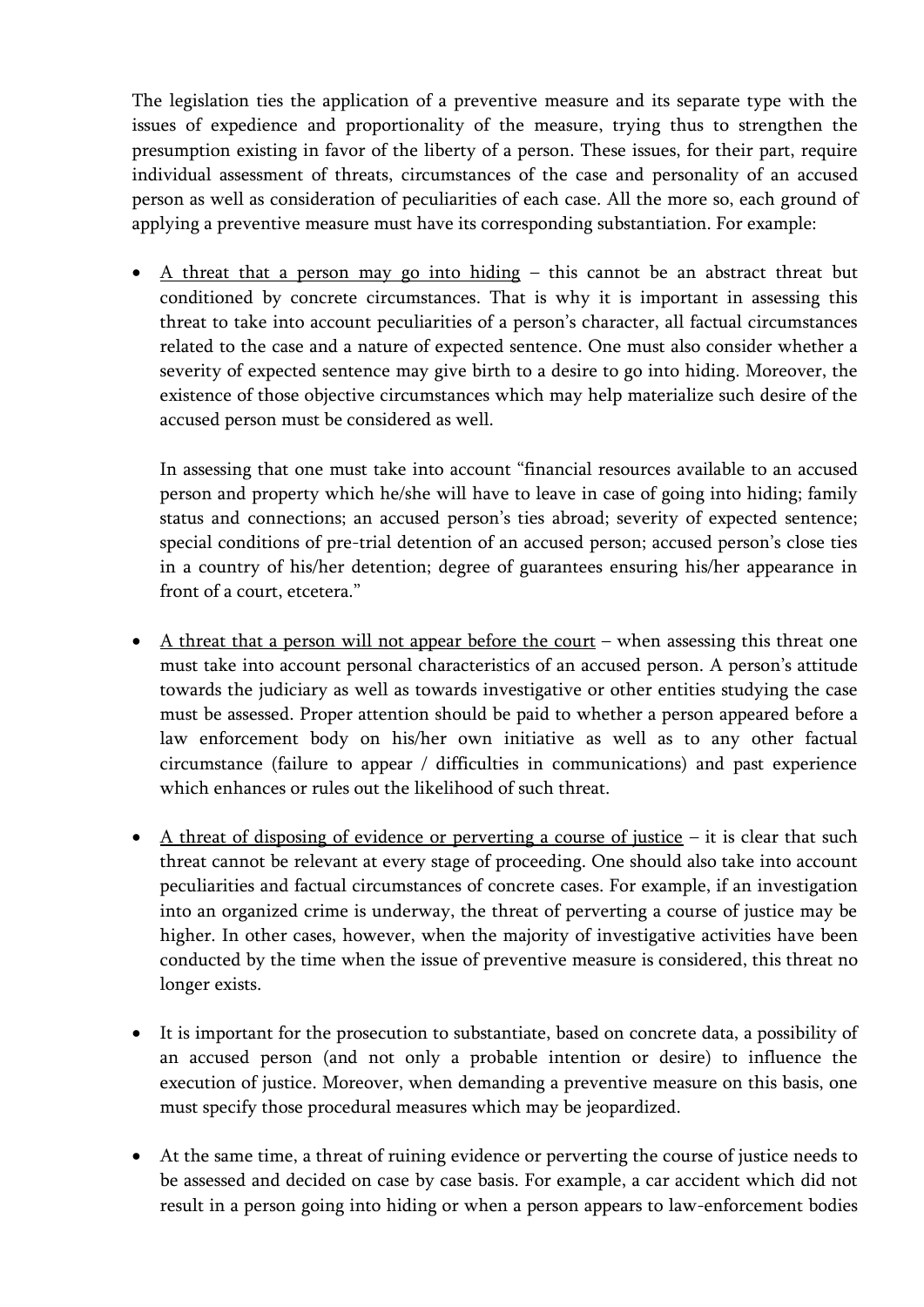The legislation ties the application of a preventive measure and its separate type with the issues of expedience and proportionality of the measure, trying thus to strengthen the presumption existing in favor of the liberty of a person. These issues, for their part, require individual assessment of threats, circumstances of the case and personality of an accused person as well as consideration of peculiarities of each case. All the more so, each ground of applying a preventive measure must have its corresponding substantiation. For example:

- A threat that a person may go into hiding – this cannot be an abstract threat but conditioned by concrete circumstances. That is why it is important in assessing this threat to take into account peculiarities of a person's character, all factual circumstances related to the case and a nature of expected sentence. One must also consider whether a severity of expected sentence may give birth to a desire to go into hiding. Moreover, the existence of those objective circumstances which may help materialize such desire of the accused person must be considered as well.

  In assessing that one must take into account "financial resources available to an accused person and property which he/she will have to leave in case of going into hiding; family status and connections; an accused person's ties abroad; severity of expected sentence; special conditions of pre-trial detention of an accused person; accused person's close ties in a country of his/her detention; degree of guarantees ensuring his/her appearance in front of a court, etcetera."

- A threat that a person will not appear before the court – when assessing this threat one must take into account personal characteristics of an accused person. A person's attitude towards the judiciary as well as towards investigative or other entities studying the case must be assessed. Proper attention should be paid to whether a person appeared before a law enforcement body on his/her own initiative as well as to any other factual circumstance (failure to appear / difficulties in communications) and past experience which enhances or rules out the likelihood of such threat.

- A threat of disposing of evidence or perverting a course of justice – it is clear that such threat cannot be relevant at every stage of proceeding. One should also take into account peculiarities and factual circumstances of concrete cases. For example, if an investigation into an organized crime is underway, the threat of perverting a course of justice may be higher. In other cases, however, when the majority of investigative activities have been conducted by the time when the issue of preventive measure is considered, this threat no longer exists.

- It is important for the prosecution to substantiate, based on concrete data, a possibility of an accused person (and not only a probable intention or desire) to influence the execution of justice. Moreover, when demanding a preventive measure on this basis, one must specify those procedural measures which may be jeopardized.

- At the same time, a threat of ruining evidence or perverting the course of justice needs to be assessed and decided on case by case basis. For example, a car accident which did not result in a person going into hiding or when a person appears to law-enforcement bodies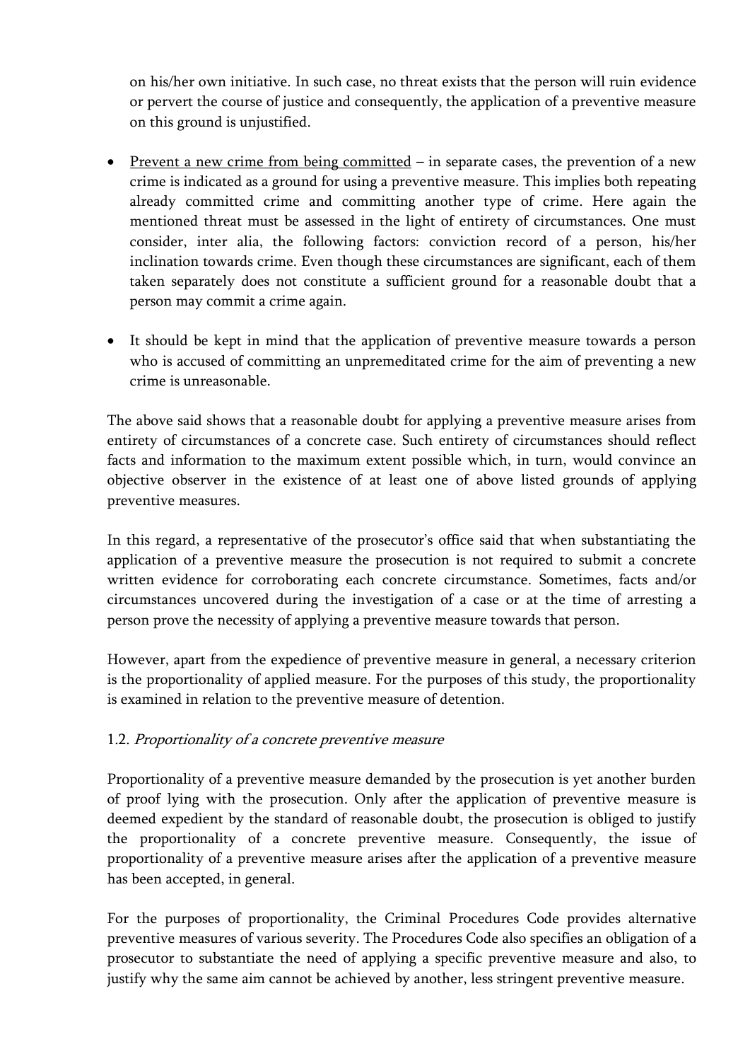on his/her own initiative. In such case, no threat exists that the person will ruin evidence or pervert the course of justice and consequently, the application of a preventive measure on this ground is unjustified.

- <u>Prevent a new crime from being committed</u> – in separate cases, the prevention of a new crime is indicated as a ground for using a preventive measure. This implies both repeating already committed crime and committing another type of crime. Here again the mentioned threat must be assessed in the light of entirety of circumstances. One must consider, inter alia, the following factors: conviction record of a person, his/her inclination towards crime. Even though these circumstances are significant, each of them taken separately does not constitute a sufficient ground for a reasonable doubt that a person may commit a crime again.
- It should be kept in mind that the application of preventive measure towards a person who is accused of committing an unpremeditated crime for the aim of preventing a new crime is unreasonable.

The above said shows that a reasonable doubt for applying a preventive measure arises from entirety of circumstances of a concrete case. Such entirety of circumstances should reflect facts and information to the maximum extent possible which, in turn, would convince an objective observer in the existence of at least one of above listed grounds of applying preventive measures.

In this regard, a representative of the prosecutor's office said that when substantiating the application of a preventive measure the prosecution is not required to submit a concrete written evidence for corroborating each concrete circumstance. Sometimes, facts and/or circumstances uncovered during the investigation of a case or at the time of arresting a person prove the necessity of applying a preventive measure towards that person.

However, apart from the expedience of preventive measure in general, a necessary criterion is the proportionality of applied measure. For the purposes of this study, the proportionality is examined in relation to the preventive measure of detention.

### 1.2. *Proportionality of a concrete preventive measure*

Proportionality of a preventive measure demanded by the prosecution is yet another burden of proof lying with the prosecution. Only after the application of preventive measure is deemed expedient by the standard of reasonable doubt, the prosecution is obliged to justify the proportionality of a concrete preventive measure. Consequently, the issue of proportionality of a preventive measure arises after the application of a preventive measure has been accepted, in general.

For the purposes of proportionality, the Criminal Procedures Code provides alternative preventive measures of various severity. The Procedures Code also specifies an obligation of a prosecutor to substantiate the need of applying a specific preventive measure and also, to justify why the same aim cannot be achieved by another, less stringent preventive measure.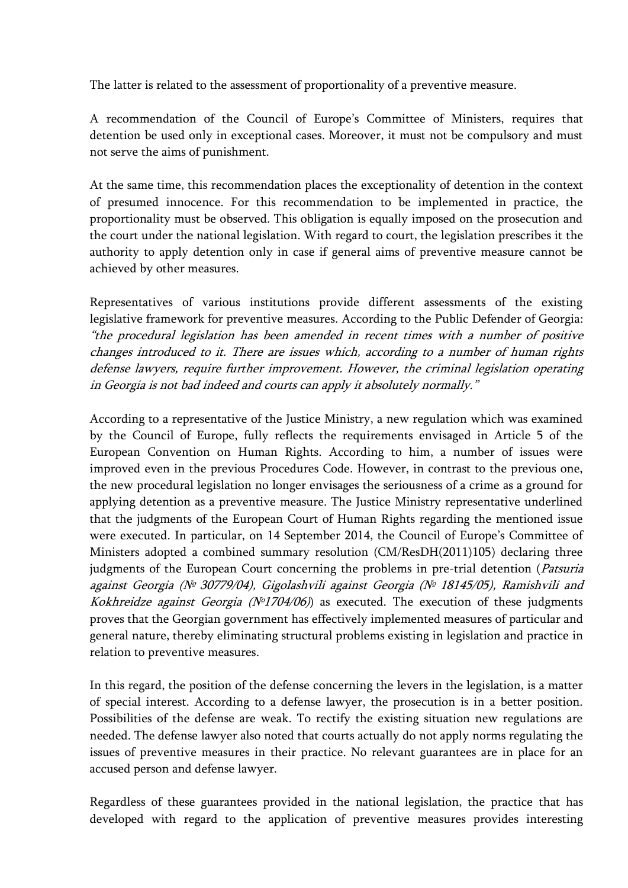The latter is related to the assessment of proportionality of a preventive measure.

A recommendation of the Council of Europe's Committee of Ministers, requires that detention be used only in exceptional cases. Moreover, it must not be compulsory and must not serve the aims of punishment.

At the same time, this recommendation places the exceptionality of detention in the context of presumed innocence. For this recommendation to be implemented in practice, the proportionality must be observed. This obligation is equally imposed on the prosecution and the court under the national legislation. With regard to court, the legislation prescribes it the authority to apply detention only in case if general aims of preventive measure cannot be achieved by other measures.

Representatives of various institutions provide different assessments of the existing legislative framework for preventive measures. According to the Public Defender of Georgia: *"the procedural legislation has been amended in recent times with a number of positive changes introduced to it. There are issues which, according to a number of human rights defense lawyers, require further improvement. However, the criminal legislation operating in Georgia is not bad indeed and courts can apply it absolutely normally."*

According to a representative of the Justice Ministry, a new regulation which was examined by the Council of Europe, fully reflects the requirements envisaged in Article 5 of the European Convention on Human Rights. According to him, a number of issues were improved even in the previous Procedures Code. However, in contrast to the previous one, the new procedural legislation no longer envisages the seriousness of a crime as a ground for applying detention as a preventive measure. The Justice Ministry representative underlined that the judgments of the European Court of Human Rights regarding the mentioned issue were executed. In particular, on 14 September 2014, the Council of Europe's Committee of Ministers adopted a combined summary resolution (CM/ResDH(2011)105) declaring three judgments of the European Court concerning the problems in pre-trial detention (*Patsuria against Georgia (№ 30779/04), Gigolashvili against Georgia (№ 18145/05), Ramishvili and Kokhreidze against Georgia (№1704/06)*) as executed. The execution of these judgments proves that the Georgian government has effectively implemented measures of particular and general nature, thereby eliminating structural problems existing in legislation and practice in relation to preventive measures.

In this regard, the position of the defense concerning the levers in the legislation, is a matter of special interest. According to a defense lawyer, the prosecution is in a better position. Possibilities of the defense are weak. To rectify the existing situation new regulations are needed. The defense lawyer also noted that courts actually do not apply norms regulating the issues of preventive measures in their practice. No relevant guarantees are in place for an accused person and defense lawyer.

Regardless of these guarantees provided in the national legislation, the practice that has developed with regard to the application of preventive measures provides interesting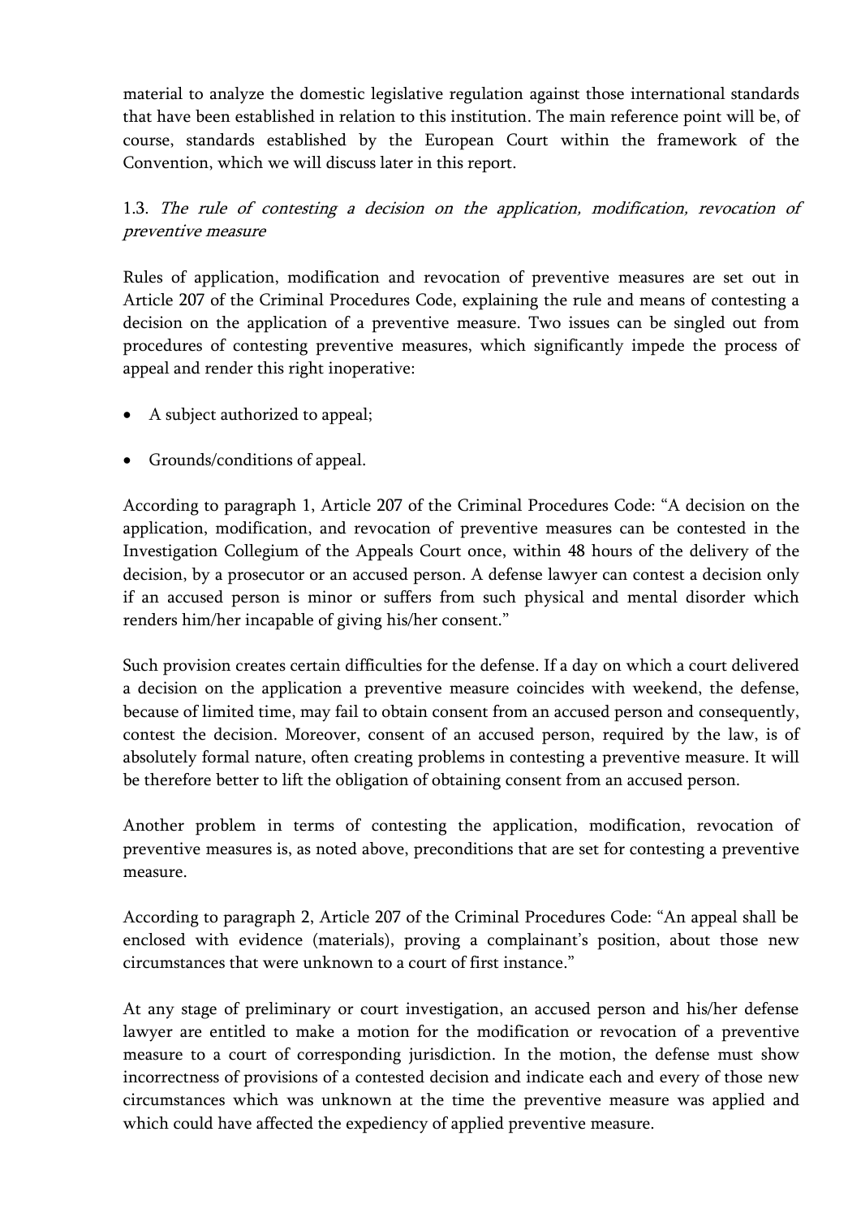material to analyze the domestic legislative regulation against those international standards that have been established in relation to this institution. The main reference point will be, of course, standards established by the European Court within the framework of the Convention, which we will discuss later in this report.

### 1.3. *The rule of contesting a decision on the application, modification, revocation of preventive measure*

Rules of application, modification and revocation of preventive measures are set out in Article 207 of the Criminal Procedures Code, explaining the rule and means of contesting a decision on the application of a preventive measure. Two issues can be singled out from procedures of contesting preventive measures, which significantly impede the process of appeal and render this right inoperative:

- A subject authorized to appeal;
- Grounds/conditions of appeal.

According to paragraph 1, Article 207 of the Criminal Procedures Code: "A decision on the application, modification, and revocation of preventive measures can be contested in the Investigation Collegium of the Appeals Court once, within 48 hours of the delivery of the decision, by a prosecutor or an accused person. A defense lawyer can contest a decision only if an accused person is minor or suffers from such physical and mental disorder which renders him/her incapable of giving his/her consent."

Such provision creates certain difficulties for the defense. If a day on which a court delivered a decision on the application a preventive measure coincides with weekend, the defense, because of limited time, may fail to obtain consent from an accused person and consequently, contest the decision. Moreover, consent of an accused person, required by the law, is of absolutely formal nature, often creating problems in contesting a preventive measure. It will be therefore better to lift the obligation of obtaining consent from an accused person.

Another problem in terms of contesting the application, modification, revocation of preventive measures is, as noted above, preconditions that are set for contesting a preventive measure.

According to paragraph 2, Article 207 of the Criminal Procedures Code: "An appeal shall be enclosed with evidence (materials), proving a complainant's position, about those new circumstances that were unknown to a court of first instance."

At any stage of preliminary or court investigation, an accused person and his/her defense lawyer are entitled to make a motion for the modification or revocation of a preventive measure to a court of corresponding jurisdiction. In the motion, the defense must show incorrectness of provisions of a contested decision and indicate each and every of those new circumstances which was unknown at the time the preventive measure was applied and which could have affected the expediency of applied preventive measure.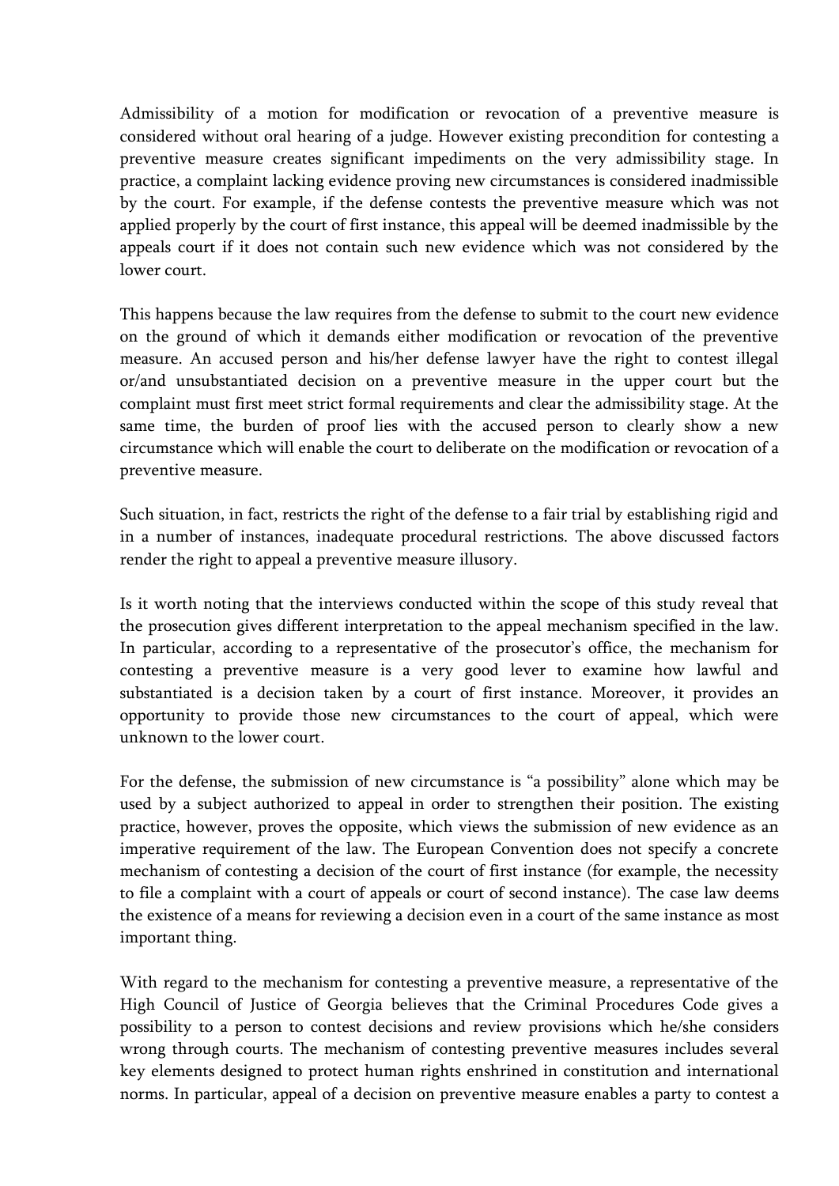Admissibility of a motion for modification or revocation of a preventive measure is considered without oral hearing of a judge. However existing precondition for contesting a preventive measure creates significant impediments on the very admissibility stage. In practice, a complaint lacking evidence proving new circumstances is considered inadmissible by the court. For example, if the defense contests the preventive measure which was not applied properly by the court of first instance, this appeal will be deemed inadmissible by the appeals court if it does not contain such new evidence which was not considered by the lower court.

This happens because the law requires from the defense to submit to the court new evidence on the ground of which it demands either modification or revocation of the preventive measure. An accused person and his/her defense lawyer have the right to contest illegal or/and unsubstantiated decision on a preventive measure in the upper court but the complaint must first meet strict formal requirements and clear the admissibility stage. At the same time, the burden of proof lies with the accused person to clearly show a new circumstance which will enable the court to deliberate on the modification or revocation of a preventive measure.

Such situation, in fact, restricts the right of the defense to a fair trial by establishing rigid and in a number of instances, inadequate procedural restrictions. The above discussed factors render the right to appeal a preventive measure illusory.

Is it worth noting that the interviews conducted within the scope of this study reveal that the prosecution gives different interpretation to the appeal mechanism specified in the law. In particular, according to a representative of the prosecutor's office, the mechanism for contesting a preventive measure is a very good lever to examine how lawful and substantiated is a decision taken by a court of first instance. Moreover, it provides an opportunity to provide those new circumstances to the court of appeal, which were unknown to the lower court.

For the defense, the submission of new circumstance is "a possibility" alone which may be used by a subject authorized to appeal in order to strengthen their position. The existing practice, however, proves the opposite, which views the submission of new evidence as an imperative requirement of the law. The European Convention does not specify a concrete mechanism of contesting a decision of the court of first instance (for example, the necessity to file a complaint with a court of appeals or court of second instance). The case law deems the existence of a means for reviewing a decision even in a court of the same instance as most important thing.

With regard to the mechanism for contesting a preventive measure, a representative of the High Council of Justice of Georgia believes that the Criminal Procedures Code gives a possibility to a person to contest decisions and review provisions which he/she considers wrong through courts. The mechanism of contesting preventive measures includes several key elements designed to protect human rights enshrined in constitution and international norms. In particular, appeal of a decision on preventive measure enables a party to contest a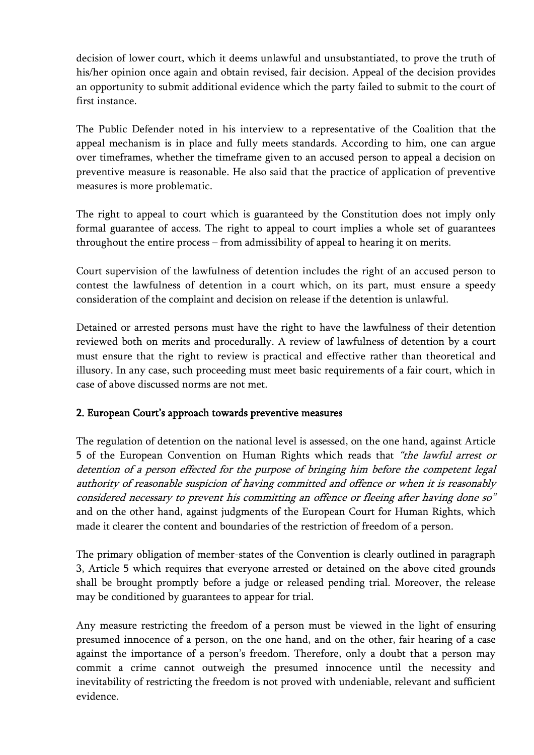decision of lower court, which it deems unlawful and unsubstantiated, to prove the truth of his/her opinion once again and obtain revised, fair decision. Appeal of the decision provides an opportunity to submit additional evidence which the party failed to submit to the court of first instance.

The Public Defender noted in his interview to a representative of the Coalition that the appeal mechanism is in place and fully meets standards. According to him, one can argue over timeframes, whether the timeframe given to an accused person to appeal a decision on preventive measure is reasonable. He also said that the practice of application of preventive measures is more problematic.

The right to appeal to court which is guaranteed by the Constitution does not imply only formal guarantee of access. The right to appeal to court implies a whole set of guarantees throughout the entire process – from admissibility of appeal to hearing it on merits.

Court supervision of the lawfulness of detention includes the right of an accused person to contest the lawfulness of detention in a court which, on its part, must ensure a speedy consideration of the complaint and decision on release if the detention is unlawful.

Detained or arrested persons must have the right to have the lawfulness of their detention reviewed both on merits and procedurally. A review of lawfulness of detention by a court must ensure that the right to review is practical and effective rather than theoretical and illusory. In any case, such proceeding must meet basic requirements of a fair court, which in case of above discussed norms are not met.

## 2. European Court's approach towards preventive measures

The regulation of detention on the national level is assessed, on the one hand, against Article 5 of the European Convention on Human Rights which reads that *"the lawful arrest or detention of a person effected for the purpose of bringing him before the competent legal authority of reasonable suspicion of having committed and offence or when it is reasonably considered necessary to prevent his committing an offence or fleeing after having done so"* and on the other hand, against judgments of the European Court for Human Rights, which made it clearer the content and boundaries of the restriction of freedom of a person.

The primary obligation of member-states of the Convention is clearly outlined in paragraph 3, Article 5 which requires that everyone arrested or detained on the above cited grounds shall be brought promptly before a judge or released pending trial. Moreover, the release may be conditioned by guarantees to appear for trial.

Any measure restricting the freedom of a person must be viewed in the light of ensuring presumed innocence of a person, on the one hand, and on the other, fair hearing of a case against the importance of a person's freedom. Therefore, only a doubt that a person may commit a crime cannot outweigh the presumed innocence until the necessity and inevitability of restricting the freedom is not proved with undeniable, relevant and sufficient evidence.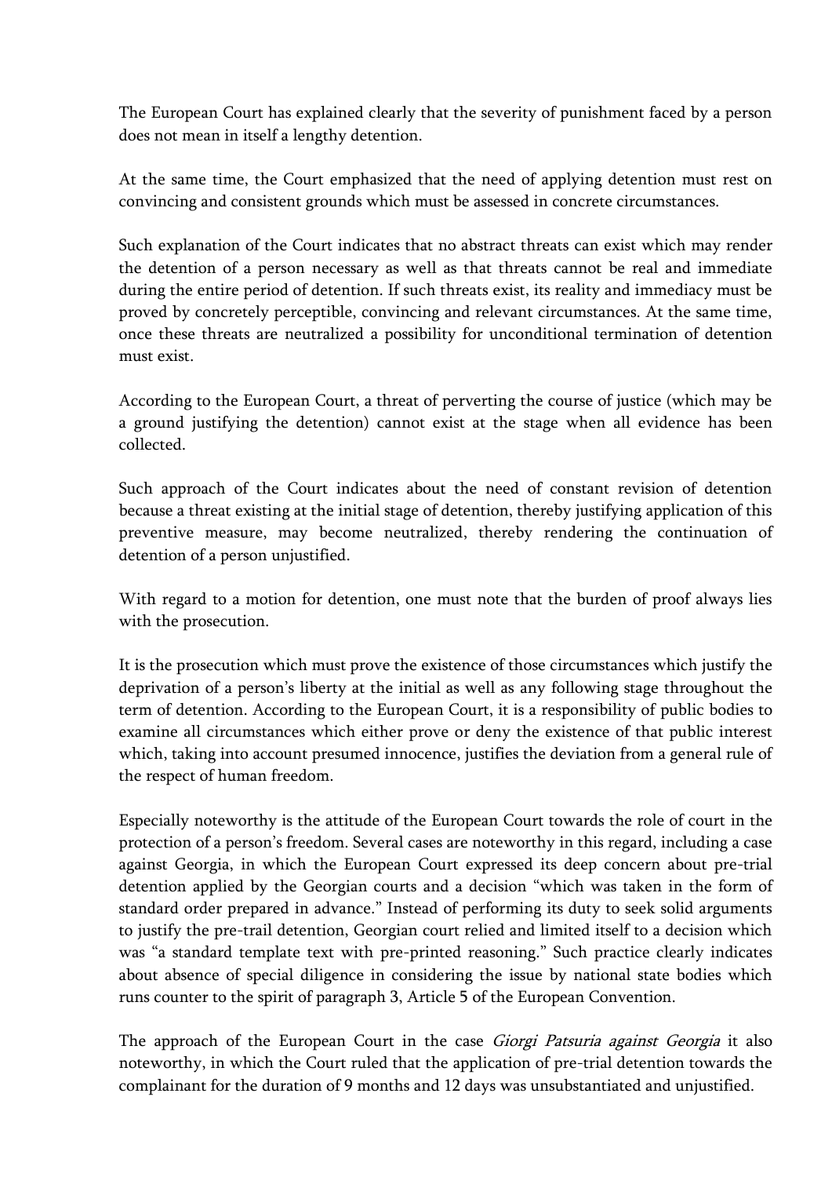The European Court has explained clearly that the severity of punishment faced by a person does not mean in itself a lengthy detention.

At the same time, the Court emphasized that the need of applying detention must rest on convincing and consistent grounds which must be assessed in concrete circumstances.

Such explanation of the Court indicates that no abstract threats can exist which may render the detention of a person necessary as well as that threats cannot be real and immediate during the entire period of detention. If such threats exist, its reality and immediacy must be proved by concretely perceptible, convincing and relevant circumstances. At the same time, once these threats are neutralized a possibility for unconditional termination of detention must exist.

According to the European Court, a threat of perverting the course of justice (which may be a ground justifying the detention) cannot exist at the stage when all evidence has been collected.

Such approach of the Court indicates about the need of constant revision of detention because a threat existing at the initial stage of detention, thereby justifying application of this preventive measure, may become neutralized, thereby rendering the continuation of detention of a person unjustified.

With regard to a motion for detention, one must note that the burden of proof always lies with the prosecution.

It is the prosecution which must prove the existence of those circumstances which justify the deprivation of a person's liberty at the initial as well as any following stage throughout the term of detention. According to the European Court, it is a responsibility of public bodies to examine all circumstances which either prove or deny the existence of that public interest which, taking into account presumed innocence, justifies the deviation from a general rule of the respect of human freedom.

Especially noteworthy is the attitude of the European Court towards the role of court in the protection of a person's freedom. Several cases are noteworthy in this regard, including a case against Georgia, in which the European Court expressed its deep concern about pre-trial detention applied by the Georgian courts and a decision "which was taken in the form of standard order prepared in advance." Instead of performing its duty to seek solid arguments to justify the pre-trail detention, Georgian court relied and limited itself to a decision which was "a standard template text with pre-printed reasoning." Such practice clearly indicates about absence of special diligence in considering the issue by national state bodies which runs counter to the spirit of paragraph 3, Article 5 of the European Convention.

The approach of the European Court in the case *Giorgi Patsuria against Georgia* it also noteworthy, in which the Court ruled that the application of pre-trial detention towards the complainant for the duration of 9 months and 12 days was unsubstantiated and unjustified.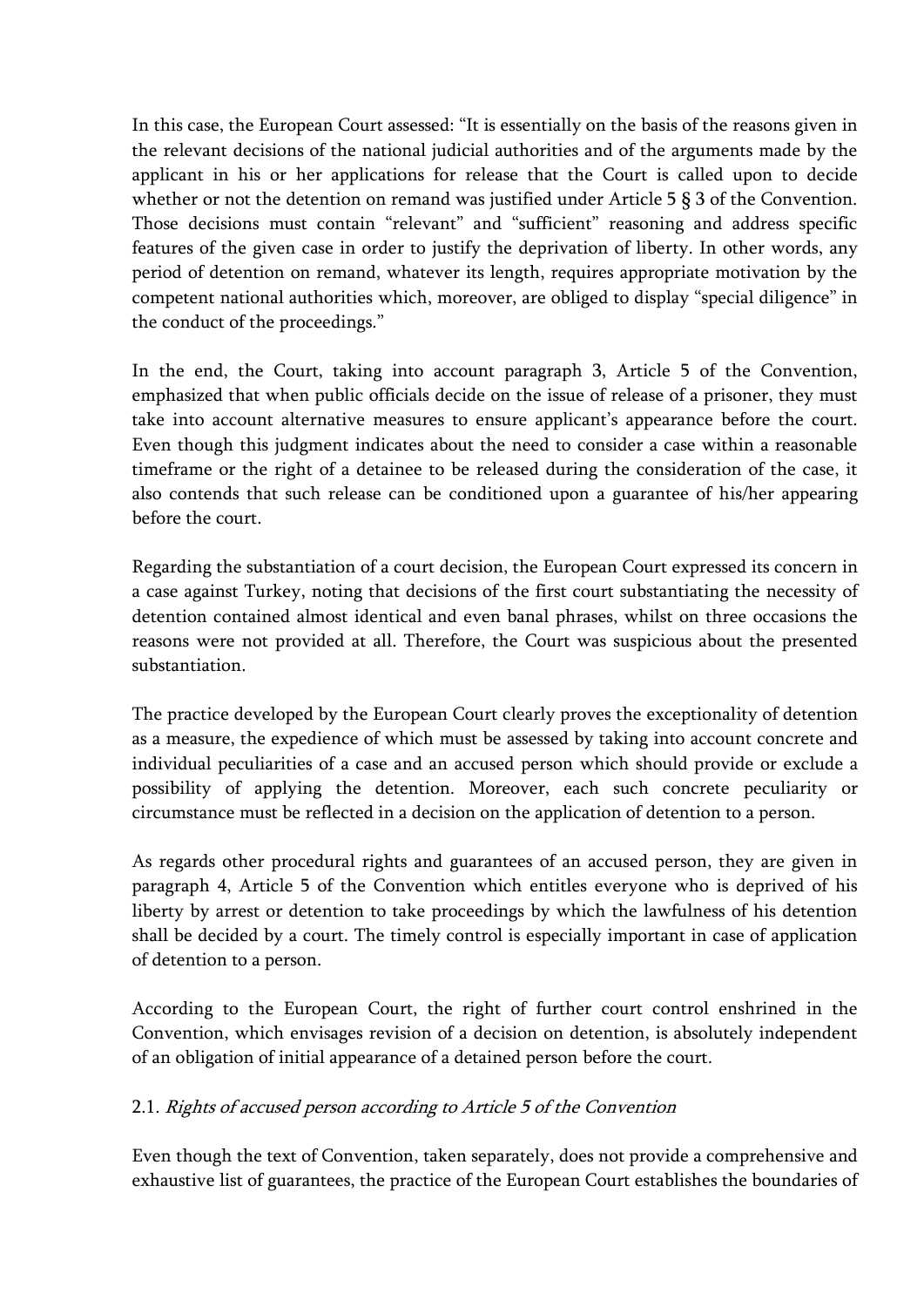In this case, the European Court assessed: "It is essentially on the basis of the reasons given in the relevant decisions of the national judicial authorities and of the arguments made by the applicant in his or her applications for release that the Court is called upon to decide whether or not the detention on remand was justified under Article 5 § 3 of the Convention. Those decisions must contain "relevant" and "sufficient" reasoning and address specific features of the given case in order to justify the deprivation of liberty. In other words, any period of detention on remand, whatever its length, requires appropriate motivation by the competent national authorities which, moreover, are obliged to display "special diligence" in the conduct of the proceedings."

In the end, the Court, taking into account paragraph 3, Article 5 of the Convention, emphasized that when public officials decide on the issue of release of a prisoner, they must take into account alternative measures to ensure applicant's appearance before the court. Even though this judgment indicates about the need to consider a case within a reasonable timeframe or the right of a detainee to be released during the consideration of the case, it also contends that such release can be conditioned upon a guarantee of his/her appearing before the court.

Regarding the substantiation of a court decision, the European Court expressed its concern in a case against Turkey, noting that decisions of the first court substantiating the necessity of detention contained almost identical and even banal phrases, whilst on three occasions the reasons were not provided at all. Therefore, the Court was suspicious about the presented substantiation.

The practice developed by the European Court clearly proves the exceptionality of detention as a measure, the expedience of which must be assessed by taking into account concrete and individual peculiarities of a case and an accused person which should provide or exclude a possibility of applying the detention. Moreover, each such concrete peculiarity or circumstance must be reflected in a decision on the application of detention to a person.

As regards other procedural rights and guarantees of an accused person, they are given in paragraph 4, Article 5 of the Convention which entitles everyone who is deprived of his liberty by arrest or detention to take proceedings by which the lawfulness of his detention shall be decided by a court. The timely control is especially important in case of application of detention to a person.

According to the European Court, the right of further court control enshrined in the Convention, which envisages revision of a decision on detention, is absolutely independent of an obligation of initial appearance of a detained person before the court.

### 2.1. *Rights of accused person according to Article 5 of the Convention*

Even though the text of Convention, taken separately, does not provide a comprehensive and exhaustive list of guarantees, the practice of the European Court establishes the boundaries of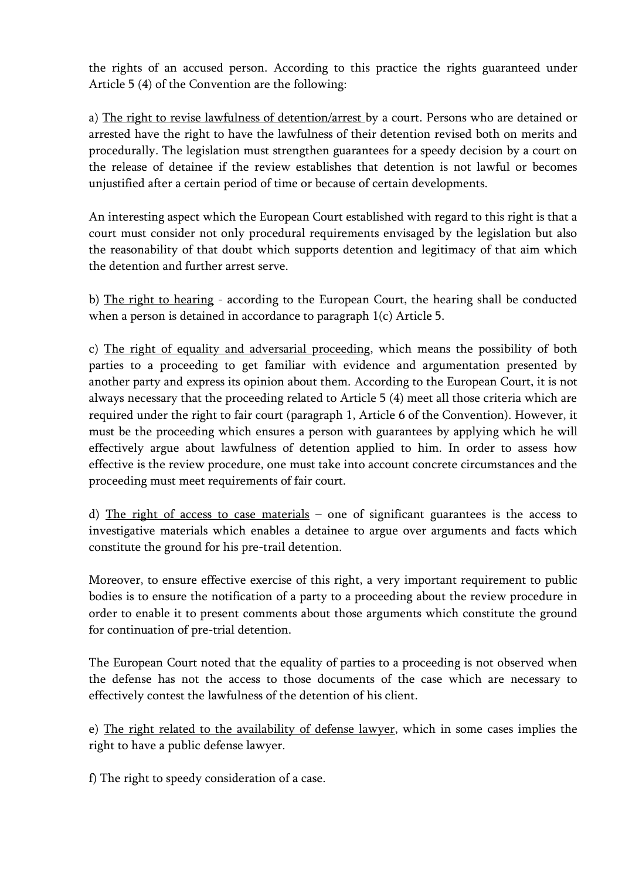the rights of an accused person. According to this practice the rights guaranteed under Article 5 (4) of the Convention are the following:

a) <u>The right to revise lawfulness of detention/arrest</u> by a court. Persons who are detained or arrested have the right to have the lawfulness of their detention revised both on merits and procedurally. The legislation must strengthen guarantees for a speedy decision by a court on the release of detainee if the review establishes that detention is not lawful or becomes unjustified after a certain period of time or because of certain developments.

An interesting aspect which the European Court established with regard to this right is that a court must consider not only procedural requirements envisaged by the legislation but also the reasonability of that doubt which supports detention and legitimacy of that aim which the detention and further arrest serve.

b) <u>The right to hearing</u> - according to the European Court, the hearing shall be conducted when a person is detained in accordance to paragraph 1(c) Article 5.

c) <u>The right of equality and adversarial proceeding</u>, which means the possibility of both parties to a proceeding to get familiar with evidence and argumentation presented by another party and express its opinion about them. According to the European Court, it is not always necessary that the proceeding related to Article 5 (4) meet all those criteria which are required under the right to fair court (paragraph 1, Article 6 of the Convention). However, it must be the proceeding which ensures a person with guarantees by applying which he will effectively argue about lawfulness of detention applied to him. In order to assess how effective is the review procedure, one must take into account concrete circumstances and the proceeding must meet requirements of fair court.

d) <u>The right of access to case materials</u> – one of significant guarantees is the access to investigative materials which enables a detainee to argue over arguments and facts which constitute the ground for his pre-trail detention.

Moreover, to ensure effective exercise of this right, a very important requirement to public bodies is to ensure the notification of a party to a proceeding about the review procedure in order to enable it to present comments about those arguments which constitute the ground for continuation of pre-trial detention.

The European Court noted that the equality of parties to a proceeding is not observed when the defense has not the access to those documents of the case which are necessary to effectively contest the lawfulness of the detention of his client.

e) <u>The right related to the availability of defense lawyer</u>, which in some cases implies the right to have a public defense lawyer.

f) The right to speedy consideration of a case.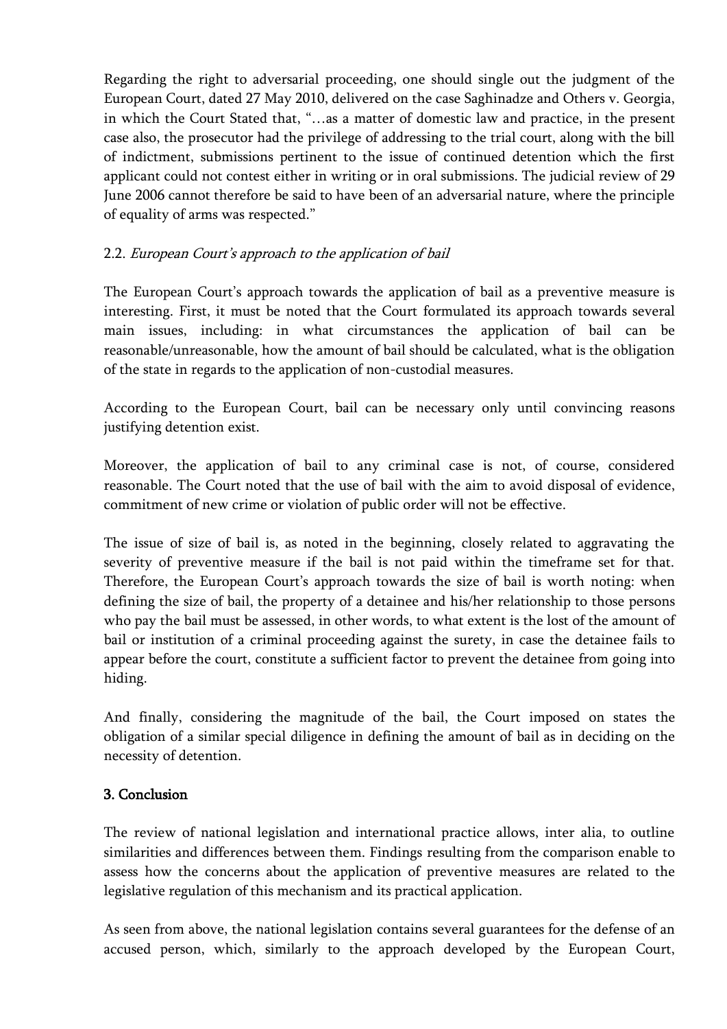Regarding the right to adversarial proceeding, one should single out the judgment of the European Court, dated 27 May 2010, delivered on the case Saghinadze and Others v. Georgia, in which the Court Stated that, "…as a matter of domestic law and practice, in the present case also, the prosecutor had the privilege of addressing to the trial court, along with the bill of indictment, submissions pertinent to the issue of continued detention which the first applicant could not contest either in writing or in oral submissions. The judicial review of 29 June 2006 cannot therefore be said to have been of an adversarial nature, where the principle of equality of arms was respected."

### 2.2. *European Court's approach to the application of bail*

The European Court's approach towards the application of bail as a preventive measure is interesting. First, it must be noted that the Court formulated its approach towards several main issues, including: in what circumstances the application of bail can be reasonable/unreasonable, how the amount of bail should be calculated, what is the obligation of the state in regards to the application of non-custodial measures.

According to the European Court, bail can be necessary only until convincing reasons justifying detention exist.

Moreover, the application of bail to any criminal case is not, of course, considered reasonable. The Court noted that the use of bail with the aim to avoid disposal of evidence, commitment of new crime or violation of public order will not be effective.

The issue of size of bail is, as noted in the beginning, closely related to aggravating the severity of preventive measure if the bail is not paid within the timeframe set for that. Therefore, the European Court's approach towards the size of bail is worth noting: when defining the size of bail, the property of a detainee and his/her relationship to those persons who pay the bail must be assessed, in other words, to what extent is the lost of the amount of bail or institution of a criminal proceeding against the surety, in case the detainee fails to appear before the court, constitute a sufficient factor to prevent the detainee from going into hiding.

And finally, considering the magnitude of the bail, the Court imposed on states the obligation of a similar special diligence in defining the amount of bail as in deciding on the necessity of detention.

## 3. Conclusion

The review of national legislation and international practice allows, inter alia, to outline similarities and differences between them. Findings resulting from the comparison enable to assess how the concerns about the application of preventive measures are related to the legislative regulation of this mechanism and its practical application.

As seen from above, the national legislation contains several guarantees for the defense of an accused person, which, similarly to the approach developed by the European Court,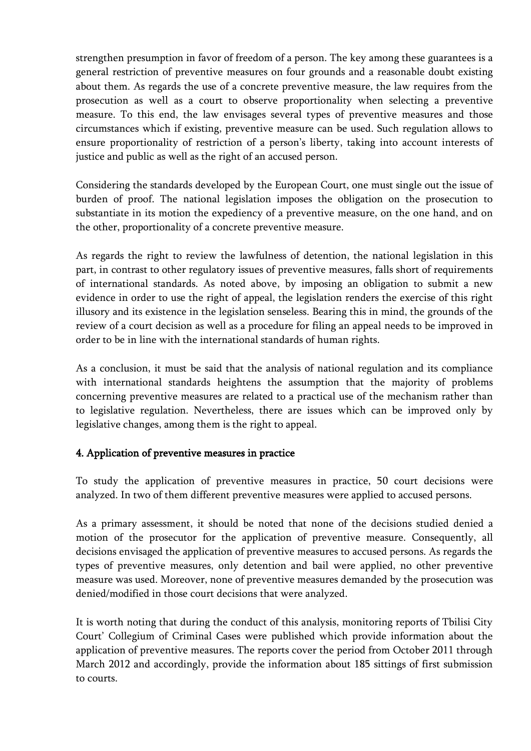strengthen presumption in favor of freedom of a person. The key among these guarantees is a general restriction of preventive measures on four grounds and a reasonable doubt existing about them. As regards the use of a concrete preventive measure, the law requires from the prosecution as well as a court to observe proportionality when selecting a preventive measure. To this end, the law envisages several types of preventive measures and those circumstances which if existing, preventive measure can be used. Such regulation allows to ensure proportionality of restriction of a person's liberty, taking into account interests of justice and public as well as the right of an accused person.

Considering the standards developed by the European Court, one must single out the issue of burden of proof. The national legislation imposes the obligation on the prosecution to substantiate in its motion the expediency of a preventive measure, on the one hand, and on the other, proportionality of a concrete preventive measure.

As regards the right to review the lawfulness of detention, the national legislation in this part, in contrast to other regulatory issues of preventive measures, falls short of requirements of international standards. As noted above, by imposing an obligation to submit a new evidence in order to use the right of appeal, the legislation renders the exercise of this right illusory and its existence in the legislation senseless. Bearing this in mind, the grounds of the review of a court decision as well as a procedure for filing an appeal needs to be improved in order to be in line with the international standards of human rights.

As a conclusion, it must be said that the analysis of national regulation and its compliance with international standards heightens the assumption that the majority of problems concerning preventive measures are related to a practical use of the mechanism rather than to legislative regulation. Nevertheless, there are issues which can be improved only by legislative changes, among them is the right to appeal.

## 4. Application of preventive measures in practice

To study the application of preventive measures in practice, 50 court decisions were analyzed. In two of them different preventive measures were applied to accused persons.

As a primary assessment, it should be noted that none of the decisions studied denied a motion of the prosecutor for the application of preventive measure. Consequently, all decisions envisaged the application of preventive measures to accused persons. As regards the types of preventive measures, only detention and bail were applied, no other preventive measure was used. Moreover, none of preventive measures demanded by the prosecution was denied/modified in those court decisions that were analyzed.

It is worth noting that during the conduct of this analysis, monitoring reports of Tbilisi City Court' Collegium of Criminal Cases were published which provide information about the application of preventive measures. The reports cover the period from October 2011 through March 2012 and accordingly, provide the information about 185 sittings of first submission to courts.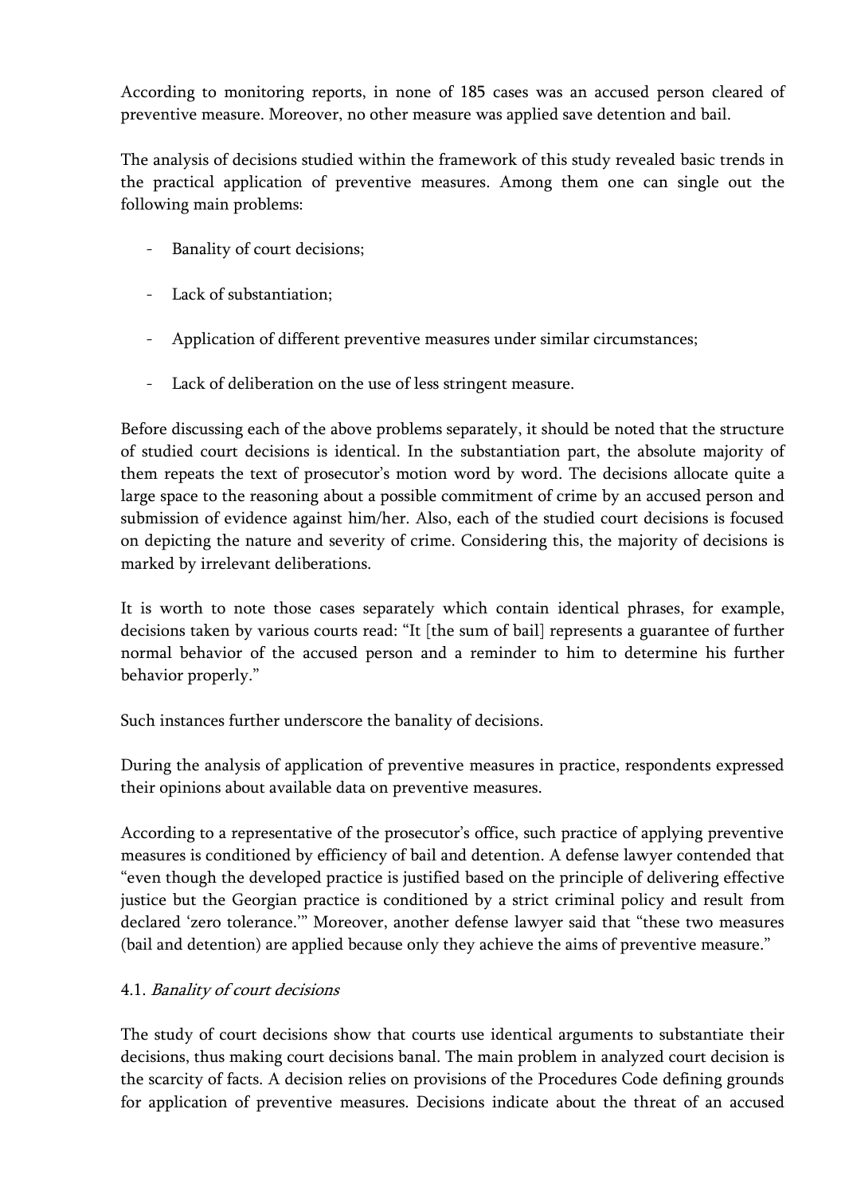According to monitoring reports, in none of 185 cases was an accused person cleared of preventive measure. Moreover, no other measure was applied save detention and bail.

The analysis of decisions studied within the framework of this study revealed basic trends in the practical application of preventive measures. Among them one can single out the following main problems:

- Banality of court decisions;
- Lack of substantiation;
- Application of different preventive measures under similar circumstances;
- Lack of deliberation on the use of less stringent measure.

Before discussing each of the above problems separately, it should be noted that the structure of studied court decisions is identical. In the substantiation part, the absolute majority of them repeats the text of prosecutor's motion word by word. The decisions allocate quite a large space to the reasoning about a possible commitment of crime by an accused person and submission of evidence against him/her. Also, each of the studied court decisions is focused on depicting the nature and severity of crime. Considering this, the majority of decisions is marked by irrelevant deliberations.

It is worth to note those cases separately which contain identical phrases, for example, decisions taken by various courts read: "It [the sum of bail] represents a guarantee of further normal behavior of the accused person and a reminder to him to determine his further behavior properly."

Such instances further underscore the banality of decisions.

During the analysis of application of preventive measures in practice, respondents expressed their opinions about available data on preventive measures.

According to a representative of the prosecutor's office, such practice of applying preventive measures is conditioned by efficiency of bail and detention. A defense lawyer contended that "even though the developed practice is justified based on the principle of delivering effective justice but the Georgian practice is conditioned by a strict criminal policy and result from declared 'zero tolerance.'" Moreover, another defense lawyer said that "these two measures (bail and detention) are applied because only they achieve the aims of preventive measure."

### 4.1. *Banality of court decisions*

The study of court decisions show that courts use identical arguments to substantiate their decisions, thus making court decisions banal. The main problem in analyzed court decision is the scarcity of facts. A decision relies on provisions of the Procedures Code defining grounds for application of preventive measures. Decisions indicate about the threat of an accused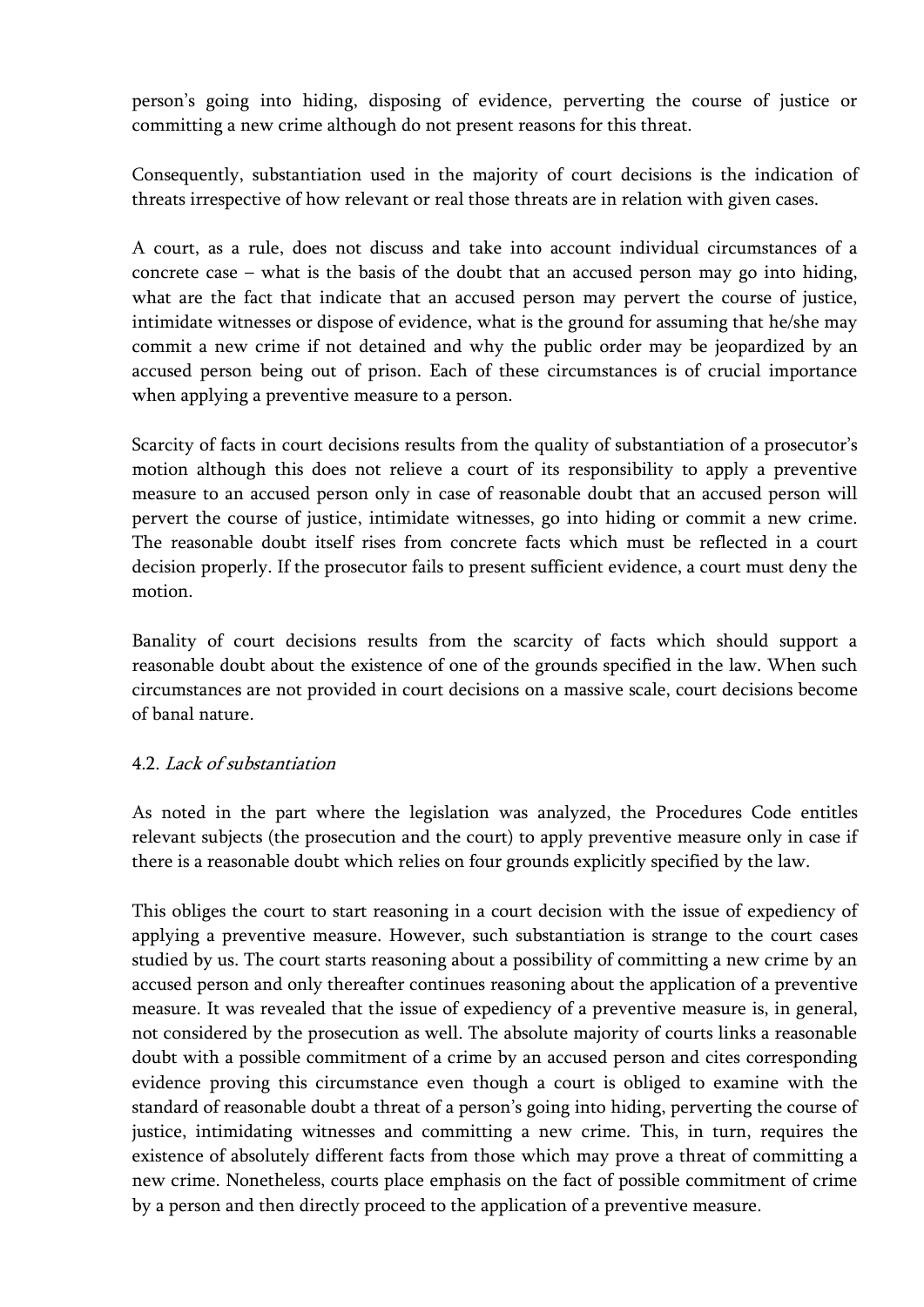person's going into hiding, disposing of evidence, perverting the course of justice or committing a new crime although do not present reasons for this threat.

Consequently, substantiation used in the majority of court decisions is the indication of threats irrespective of how relevant or real those threats are in relation with given cases.

A court, as a rule, does not discuss and take into account individual circumstances of a concrete case – what is the basis of the doubt that an accused person may go into hiding, what are the fact that indicate that an accused person may pervert the course of justice, intimidate witnesses or dispose of evidence, what is the ground for assuming that he/she may commit a new crime if not detained and why the public order may be jeopardized by an accused person being out of prison. Each of these circumstances is of crucial importance when applying a preventive measure to a person.

Scarcity of facts in court decisions results from the quality of substantiation of a prosecutor's motion although this does not relieve a court of its responsibility to apply a preventive measure to an accused person only in case of reasonable doubt that an accused person will pervert the course of justice, intimidate witnesses, go into hiding or commit a new crime. The reasonable doubt itself rises from concrete facts which must be reflected in a court decision properly. If the prosecutor fails to present sufficient evidence, a court must deny the motion.

Banality of court decisions results from the scarcity of facts which should support a reasonable doubt about the existence of one of the grounds specified in the law. When such circumstances are not provided in court decisions on a massive scale, court decisions become of banal nature.

### 4.2. *Lack of substantiation*

As noted in the part where the legislation was analyzed, the Procedures Code entitles relevant subjects (the prosecution and the court) to apply preventive measure only in case if there is a reasonable doubt which relies on four grounds explicitly specified by the law.

This obliges the court to start reasoning in a court decision with the issue of expediency of applying a preventive measure. However, such substantiation is strange to the court cases studied by us. The court starts reasoning about a possibility of committing a new crime by an accused person and only thereafter continues reasoning about the application of a preventive measure. It was revealed that the issue of expediency of a preventive measure is, in general, not considered by the prosecution as well. The absolute majority of courts links a reasonable doubt with a possible commitment of a crime by an accused person and cites corresponding evidence proving this circumstance even though a court is obliged to examine with the standard of reasonable doubt a threat of a person's going into hiding, perverting the course of justice, intimidating witnesses and committing a new crime. This, in turn, requires the existence of absolutely different facts from those which may prove a threat of committing a new crime. Nonetheless, courts place emphasis on the fact of possible commitment of crime by a person and then directly proceed to the application of a preventive measure.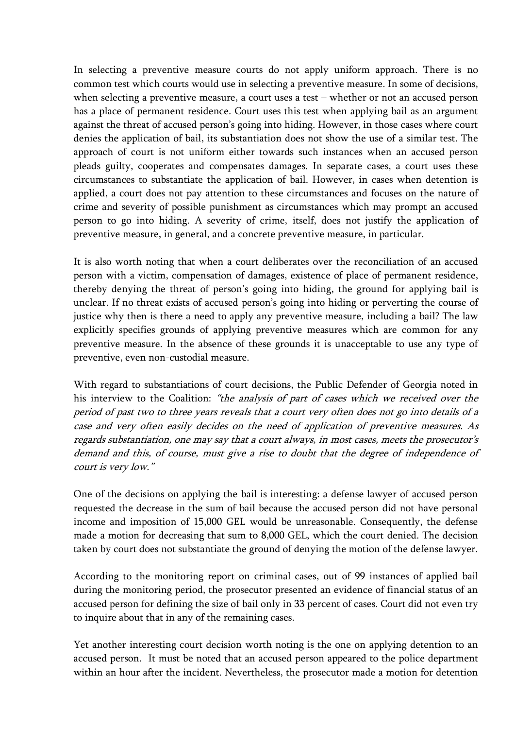In selecting a preventive measure courts do not apply uniform approach. There is no common test which courts would use in selecting a preventive measure. In some of decisions, when selecting a preventive measure, a court uses a test – whether or not an accused person has a place of permanent residence. Court uses this test when applying bail as an argument against the threat of accused person's going into hiding. However, in those cases where court denies the application of bail, its substantiation does not show the use of a similar test. The approach of court is not uniform either towards such instances when an accused person pleads guilty, cooperates and compensates damages. In separate cases, a court uses these circumstances to substantiate the application of bail. However, in cases when detention is applied, a court does not pay attention to these circumstances and focuses on the nature of crime and severity of possible punishment as circumstances which may prompt an accused person to go into hiding. A severity of crime, itself, does not justify the application of preventive measure, in general, and a concrete preventive measure, in particular.

It is also worth noting that when a court deliberates over the reconciliation of an accused person with a victim, compensation of damages, existence of place of permanent residence, thereby denying the threat of person's going into hiding, the ground for applying bail is unclear. If no threat exists of accused person's going into hiding or perverting the course of justice why then is there a need to apply any preventive measure, including a bail? The law explicitly specifies grounds of applying preventive measures which are common for any preventive measure. In the absence of these grounds it is unacceptable to use any type of preventive, even non-custodial measure.

With regard to substantiations of court decisions, the Public Defender of Georgia noted in his interview to the Coalition: *"the analysis of part of cases which we received over the period of past two to three years reveals that a court very often does not go into details of a case and very often easily decides on the need of application of preventive measures. As regards substantiation, one may say that a court always, in most cases, meets the prosecutor's demand and this, of course, must give a rise to doubt that the degree of independence of court is very low."*

One of the decisions on applying the bail is interesting: a defense lawyer of accused person requested the decrease in the sum of bail because the accused person did not have personal income and imposition of 15,000 GEL would be unreasonable. Consequently, the defense made a motion for decreasing that sum to 8,000 GEL, which the court denied. The decision taken by court does not substantiate the ground of denying the motion of the defense lawyer.

According to the monitoring report on criminal cases, out of 99 instances of applied bail during the monitoring period, the prosecutor presented an evidence of financial status of an accused person for defining the size of bail only in 33 percent of cases. Court did not even try to inquire about that in any of the remaining cases.

Yet another interesting court decision worth noting is the one on applying detention to an accused person. It must be noted that an accused person appeared to the police department within an hour after the incident. Nevertheless, the prosecutor made a motion for detention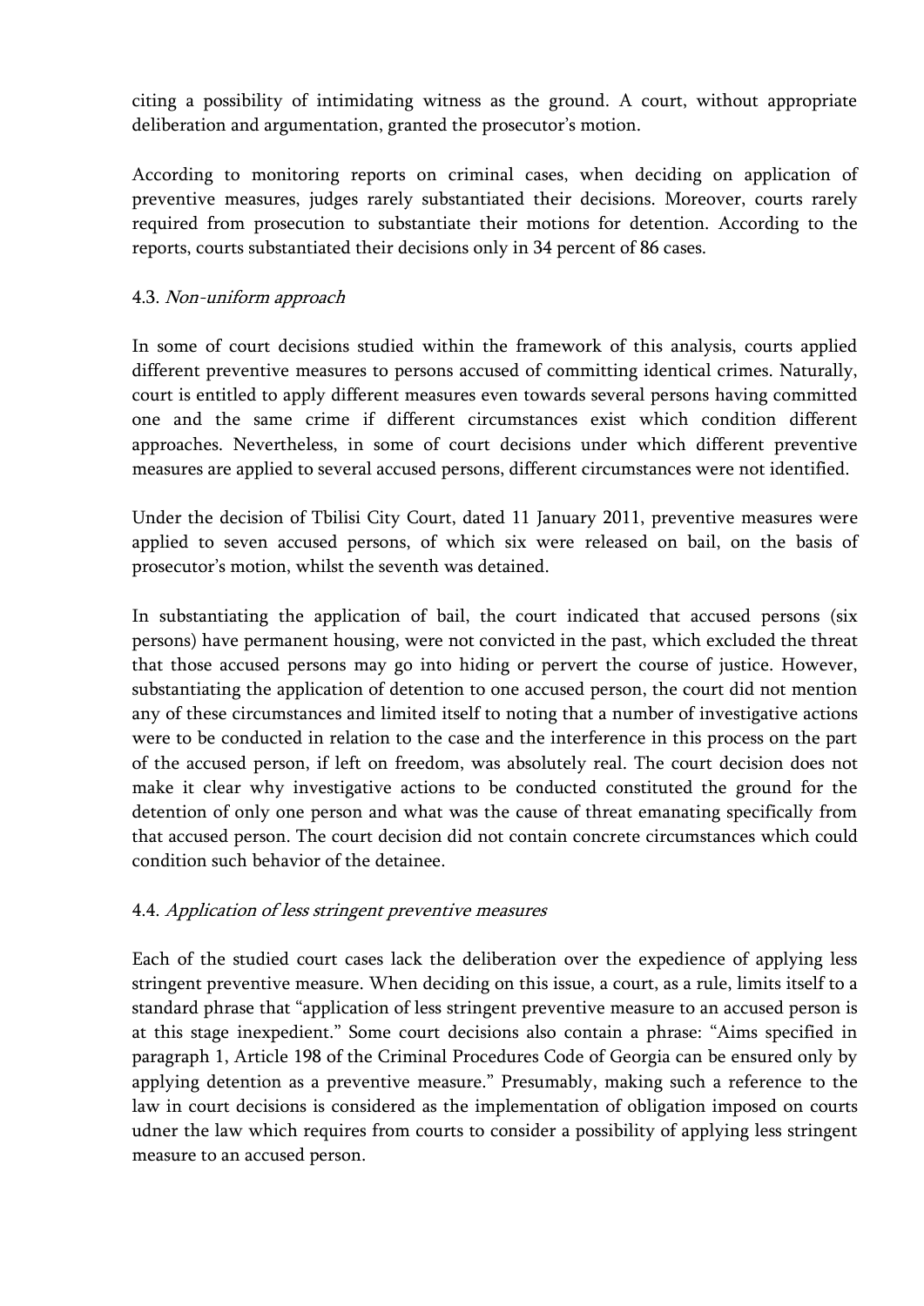citing a possibility of intimidating witness as the ground. A court, without appropriate deliberation and argumentation, granted the prosecutor's motion.

According to monitoring reports on criminal cases, when deciding on application of preventive measures, judges rarely substantiated their decisions. Moreover, courts rarely required from prosecution to substantiate their motions for detention. According to the reports, courts substantiated their decisions only in 34 percent of 86 cases.

### 4.3. *Non-uniform approach*

In some of court decisions studied within the framework of this analysis, courts applied different preventive measures to persons accused of committing identical crimes. Naturally, court is entitled to apply different measures even towards several persons having committed one and the same crime if different circumstances exist which condition different approaches. Nevertheless, in some of court decisions under which different preventive measures are applied to several accused persons, different circumstances were not identified.

Under the decision of Tbilisi City Court, dated 11 January 2011, preventive measures were applied to seven accused persons, of which six were released on bail, on the basis of prosecutor's motion, whilst the seventh was detained.

In substantiating the application of bail, the court indicated that accused persons (six persons) have permanent housing, were not convicted in the past, which excluded the threat that those accused persons may go into hiding or pervert the course of justice. However, substantiating the application of detention to one accused person, the court did not mention any of these circumstances and limited itself to noting that a number of investigative actions were to be conducted in relation to the case and the interference in this process on the part of the accused person, if left on freedom, was absolutely real. The court decision does not make it clear why investigative actions to be conducted constituted the ground for the detention of only one person and what was the cause of threat emanating specifically from that accused person. The court decision did not contain concrete circumstances which could condition such behavior of the detainee.

### 4.4. *Application of less stringent preventive measures*

Each of the studied court cases lack the deliberation over the expedience of applying less stringent preventive measure. When deciding on this issue, a court, as a rule, limits itself to a standard phrase that "application of less stringent preventive measure to an accused person is at this stage inexpedient." Some court decisions also contain a phrase: "Aims specified in paragraph 1, Article 198 of the Criminal Procedures Code of Georgia can be ensured only by applying detention as a preventive measure." Presumably, making such a reference to the law in court decisions is considered as the implementation of obligation imposed on courts udner the law which requires from courts to consider a possibility of applying less stringent measure to an accused person.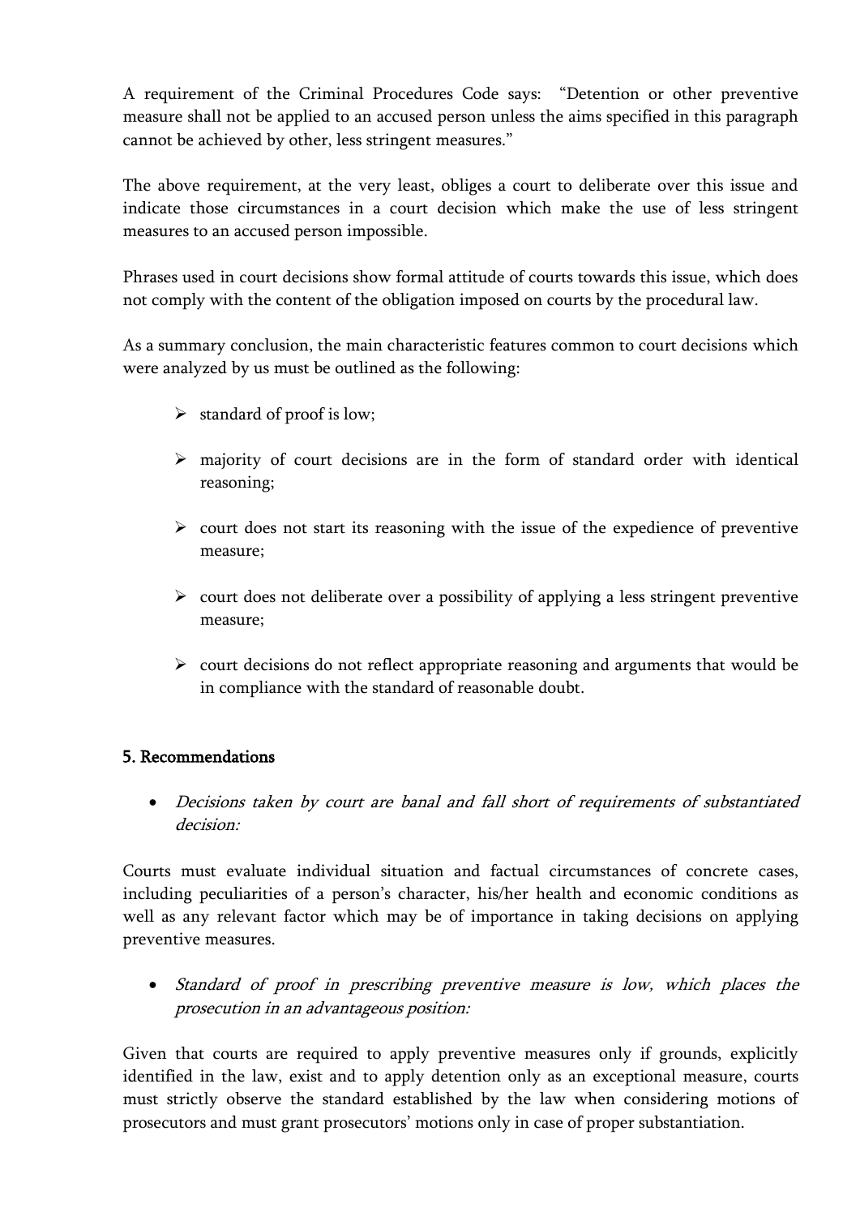A requirement of the Criminal Procedures Code says: "Detention or other preventive measure shall not be applied to an accused person unless the aims specified in this paragraph cannot be achieved by other, less stringent measures."

The above requirement, at the very least, obliges a court to deliberate over this issue and indicate those circumstances in a court decision which make the use of less stringent measures to an accused person impossible.

Phrases used in court decisions show formal attitude of courts towards this issue, which does not comply with the content of the obligation imposed on courts by the procedural law.

As a summary conclusion, the main characteristic features common to court decisions which were analyzed by us must be outlined as the following:

- standard of proof is low;
- majority of court decisions are in the form of standard order with identical reasoning;
- court does not start its reasoning with the issue of the expedience of preventive measure;
- court does not deliberate over a possibility of applying a less stringent preventive measure;
- court decisions do not reflect appropriate reasoning and arguments that would be in compliance with the standard of reasonable doubt.

## 5. Recommendations

- *Decisions taken by court are banal and fall short of requirements of substantiated decision:*

Courts must evaluate individual situation and factual circumstances of concrete cases, including peculiarities of a person's character, his/her health and economic conditions as well as any relevant factor which may be of importance in taking decisions on applying preventive measures.

- *Standard of proof in prescribing preventive measure is low, which places the prosecution in an advantageous position:*

Given that courts are required to apply preventive measures only if grounds, explicitly identified in the law, exist and to apply detention only as an exceptional measure, courts must strictly observe the standard established by the law when considering motions of prosecutors and must grant prosecutors' motions only in case of proper substantiation.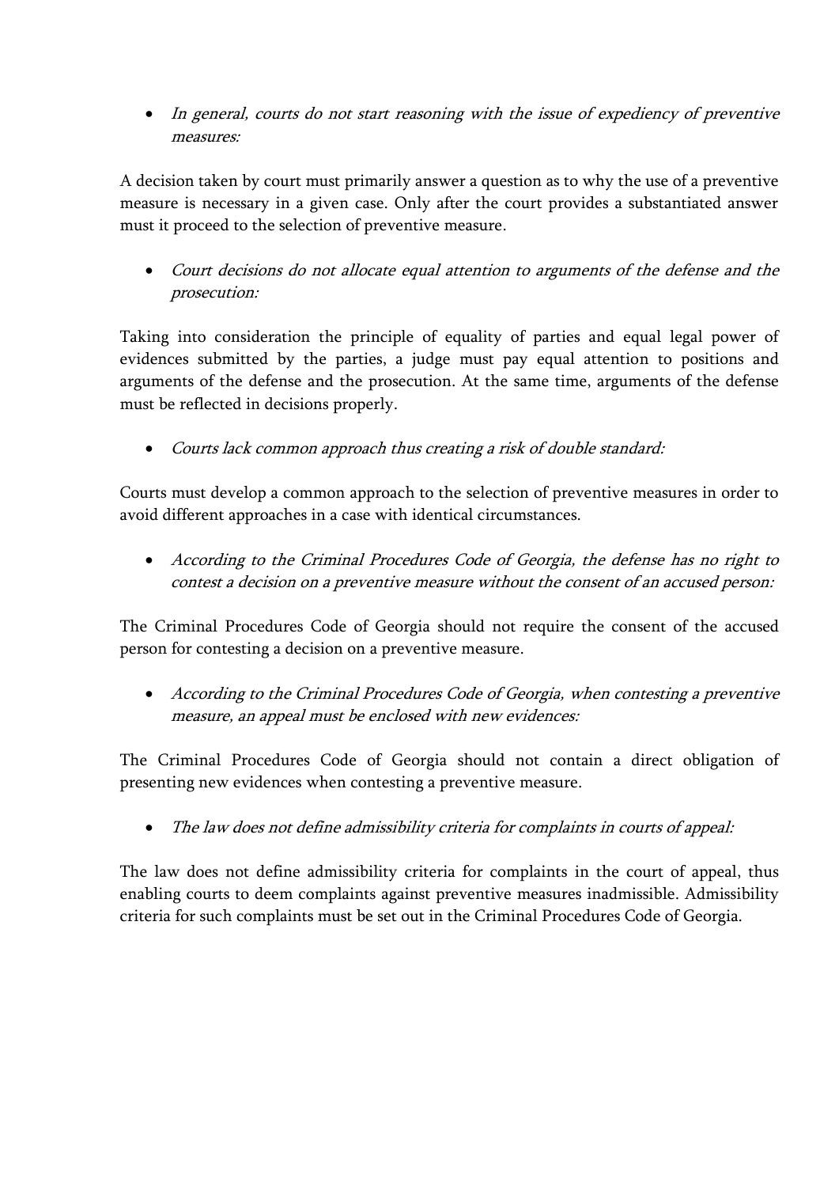- *In general, courts do not start reasoning with the issue of expediency of preventive measures:*

A decision taken by court must primarily answer a question as to why the use of a preventive measure is necessary in a given case. Only after the court provides a substantiated answer must it proceed to the selection of preventive measure.

- *Court decisions do not allocate equal attention to arguments of the defense and the prosecution:*

Taking into consideration the principle of equality of parties and equal legal power of evidences submitted by the parties, a judge must pay equal attention to positions and arguments of the defense and the prosecution. At the same time, arguments of the defense must be reflected in decisions properly.

- *Courts lack common approach thus creating a risk of double standard:*

Courts must develop a common approach to the selection of preventive measures in order to avoid different approaches in a case with identical circumstances.

- *According to the Criminal Procedures Code of Georgia, the defense has no right to contest a decision on a preventive measure without the consent of an accused person:*

The Criminal Procedures Code of Georgia should not require the consent of the accused person for contesting a decision on a preventive measure.

- *According to the Criminal Procedures Code of Georgia, when contesting a preventive measure, an appeal must be enclosed with new evidences:*

The Criminal Procedures Code of Georgia should not contain a direct obligation of presenting new evidences when contesting a preventive measure.

- *The law does not define admissibility criteria for complaints in courts of appeal:*

The law does not define admissibility criteria for complaints in the court of appeal, thus enabling courts to deem complaints against preventive measures inadmissible. Admissibility criteria for such complaints must be set out in the Criminal Procedures Code of Georgia.